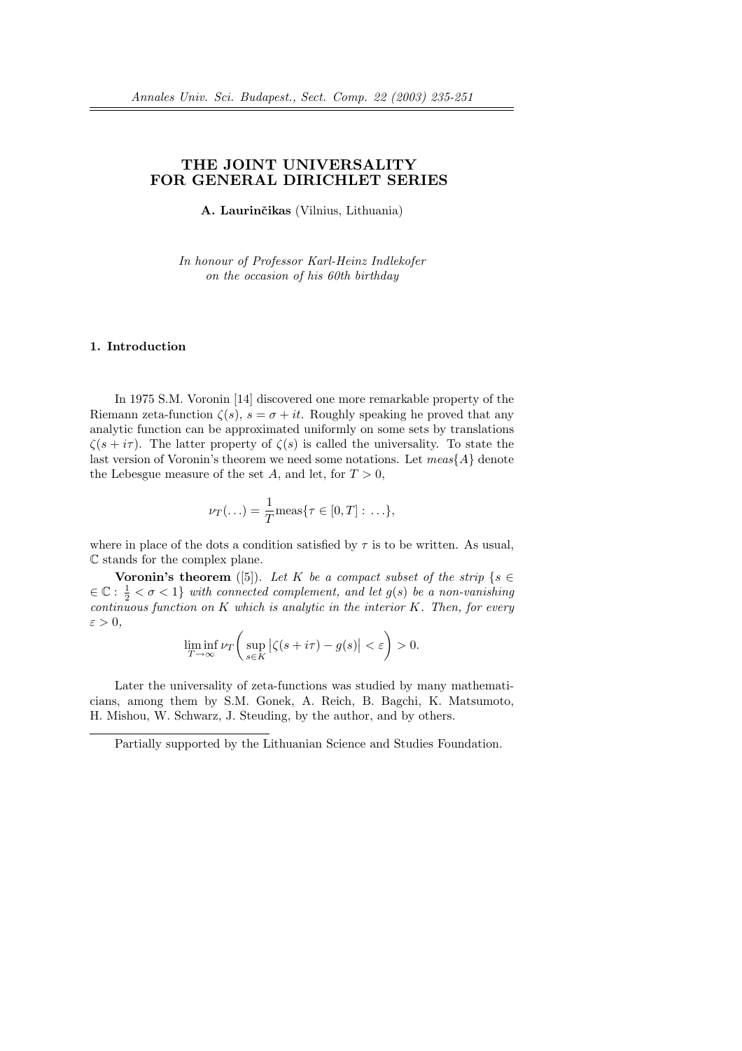# THE JOINT UNIVERSALITY FOR GENERAL DIRICHLET SERIES

**A. Laurinčikas** (Vilnius, Lithuania)

*In honour of Professor Karl-Heinz Indlekofer on the occasion of his 60th birthday*

## 1. Introduction

In 1975 S.M. Voronin [14] discovered one more remarkable property of the Riemann zeta-function $\zeta(s)$, $s = \sigma + it$. Roughly speaking he proved that any analytic function can be approximated uniformly on some sets by translations $\zeta(s + i\tau)$. The latter property of $\zeta(s)$ is called the universality. To state the last version of Voronin's theorem we need some notations. Let $meas\{A\}$ denote the Lebesgue measure of the set $A$, and let, for $T > 0$,

$$\nu_T(\ldots) = \frac{1}{T}\text{meas}\{\tau \in [0, T] : \ldots\},$$

where in place of the dots a condition satisfied by $\tau$ is to be written. As usual, $\mathbb{C}$ stands for the complex plane.

**Voronin's theorem** ([5]). *Let $K$ be a compact subset of the strip $\{s \in \mathbb{C} : \frac{1}{2} < \sigma < 1\}$ with connected complement, and let $g(s)$ be a non-vanishing continuous function on $K$ which is analytic in the interior $K$. Then, for every $\varepsilon > 0$,*

$$\liminf_{T\to\infty} \nu_T\left(\sup_{s\in K}\left|\zeta(s + i\tau) - g(s)\right| < \varepsilon\right) > 0.$$

Later the universality of zeta-functions was studied by many mathematicians, among them by S.M. Gonek, A. Reich, B. Bagchi, K. Matsumoto, H. Mishou, W. Schwarz, J. Steuding, by the author, and by others.

---

Partially supported by the Lithuanian Science and Studies Foundation.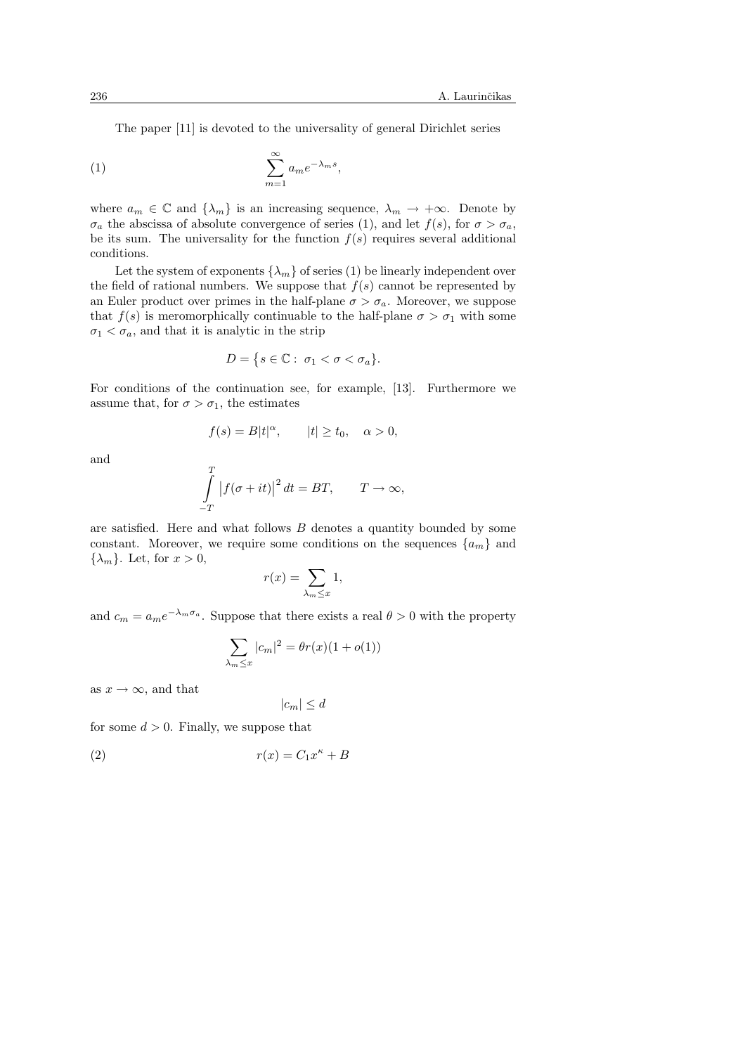The paper [11] is devoted to the universality of general Dirichlet series

$$\sum_{m=1}^{\infty} a_m e^{-\lambda_m s}, \tag{1}$$

where $a_m \in \mathbb{C}$ and $\{\lambda_m\}$ is an increasing sequence, $\lambda_m \to +\infty$. Denote by $\sigma_a$ the abscissa of absolute convergence of series (1), and let $f(s)$, for $\sigma > \sigma_a$, be its sum. The universality for the function $f(s)$ requires several additional conditions.

Let the system of exponents $\{\lambda_m\}$ of series (1) be linearly independent over the field of rational numbers. We suppose that $f(s)$ cannot be represented by an Euler product over primes in the half-plane $\sigma > \sigma_a$. Moreover, we suppose that $f(s)$ is meromorphically continuable to the half-plane $\sigma > \sigma_1$ with some $\sigma_1 < \sigma_a$, and that it is analytic in the strip

$$D = \{s \in \mathbb{C} : \ \sigma_1 < \sigma < \sigma_a\}.$$

For conditions of the continuation see, for example, [13]. Furthermore we assume that, for $\sigma > \sigma_1$, the estimates

$$f(s) = B|t|^{\alpha}, \qquad |t| \geq t_0, \quad \alpha > 0,$$

and

$$\int_{-T}^{T} \left| f(\sigma + it) \right|^2 dt = BT, \qquad T \to \infty,$$

are satisfied. Here and what follows $B$ denotes a quantity bounded by some constant. Moreover, we require some conditions on the sequences $\{a_m\}$ and $\{\lambda_m\}$. Let, for $x > 0$,

$$r(x) = \sum_{\lambda_m \leq x} 1,$$

and $c_m = a_m e^{-\lambda_m \sigma_a}$. Suppose that there exists a real $\theta > 0$ with the property

$$\sum_{\lambda_m \leq x} |c_m|^2 = \theta r(x)(1 + o(1))$$

as $x \to \infty$, and that

$$|c_m| \leq d$$

for some $d > 0$. Finally, we suppose that

$$r(x) = C_1 x^{\kappa} + B \tag{2}$$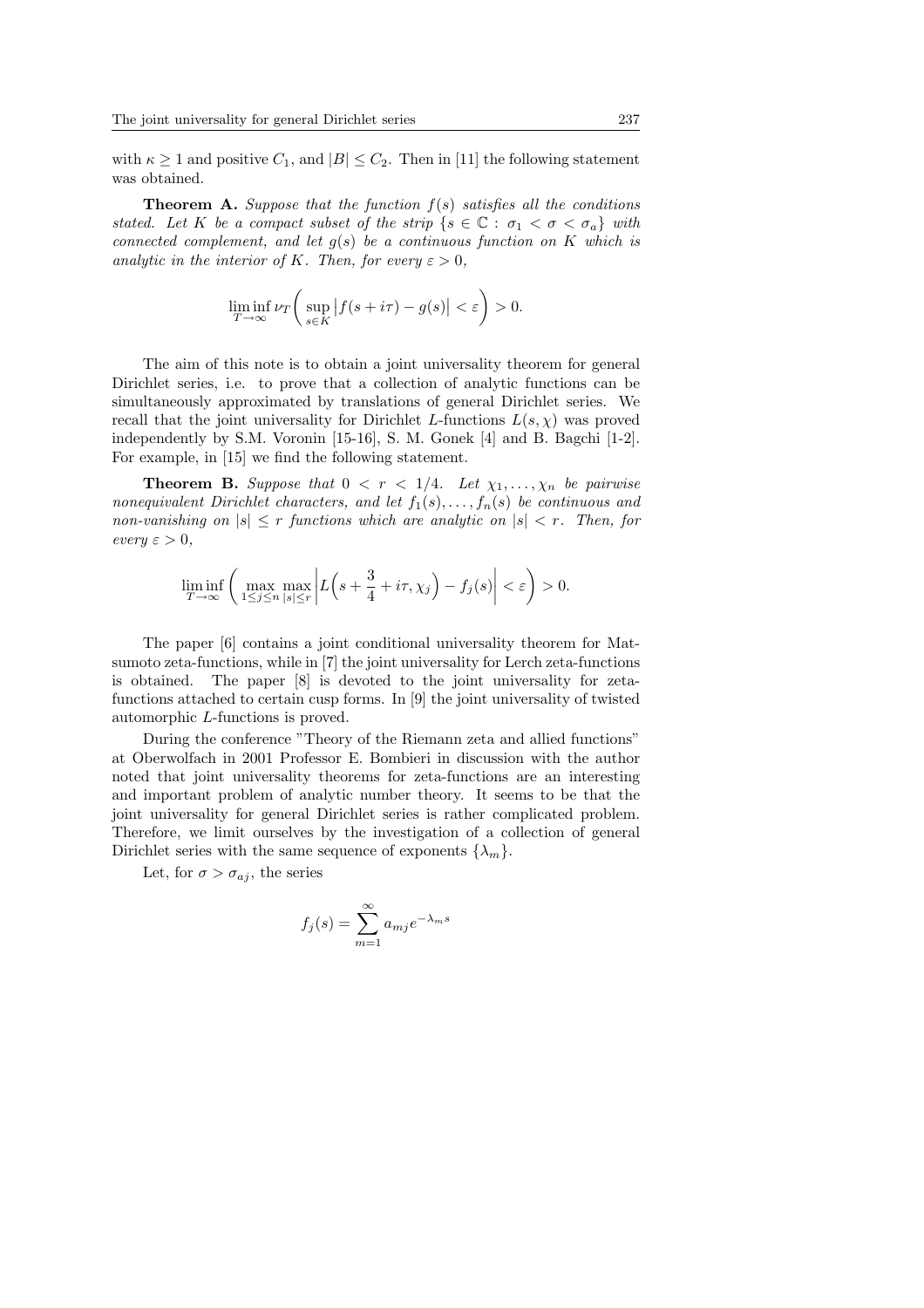with $\kappa \geq 1$ and positive $C_1$, and $|B| \leq C_2$. Then in [11] the following statement was obtained.

**Theorem A.** *Suppose that the function $f(s)$ satisfies all the conditions stated. Let $K$ be a compact subset of the strip $\{s \in \mathbb{C} : \sigma_1 < \sigma < \sigma_a\}$ with connected complement, and let $g(s)$ be a continuous function on $K$ which is analytic in the interior of $K$. Then, for every $\varepsilon > 0$,*

$$\liminf_{T\to\infty} \nu_T\left( \sup_{s\in K} \left| f(s+i\tau) - g(s) \right| < \varepsilon \right) > 0.$$

The aim of this note is to obtain a joint universality theorem for general Dirichlet series, i.e. to prove that a collection of analytic functions can be simultaneously approximated by translations of general Dirichlet series. We recall that the joint universality for Dirichlet $L$-functions $L(s,\chi)$ was proved independently by S.M. Voronin [15-16], S. M. Gonek [4] and B. Bagchi [1-2]. For example, in [15] we find the following statement.

**Theorem B.** *Suppose that $0 < r < 1/4$. Let $\chi_1, \dots, \chi_n$ be pairwise nonequivalent Dirichlet characters, and let $f_1(s), \dots, f_n(s)$ be continuous and non-vanishing on $|s| \leq r$ functions which are analytic on $|s| < r$. Then, for every $\varepsilon > 0$,*

$$\liminf_{T\to\infty} \left( \max_{1\leq j\leq n} \max_{|s|\leq r} \left| L\Big(s + \frac{3}{4} + i\tau, \chi_j\Big) - f_j(s) \right| < \varepsilon \right) > 0.$$

The paper [6] contains a joint conditional universality theorem for Matsumoto zeta-functions, while in [7] the joint universality for Lerch zeta-functions is obtained. The paper [8] is devoted to the joint universality for zeta-functions attached to certain cusp forms. In [9] the joint universality of twisted automorphic $L$-functions is proved.

During the conference "Theory of the Riemann zeta and allied functions" at Oberwolfach in 2001 Professor E. Bombieri in discussion with the author noted that joint universality theorems for zeta-functions are an interesting and important problem of analytic number theory. It seems to be that the joint universality for general Dirichlet series is rather complicated problem. Therefore, we limit ourselves by the investigation of a collection of general Dirichlet series with the same sequence of exponents $\{\lambda_m\}$.

Let, for $\sigma > \sigma_{aj}$, the series

$$f_j(s) = \sum_{m=1}^{\infty} a_{mj} e^{-\lambda_m s}$$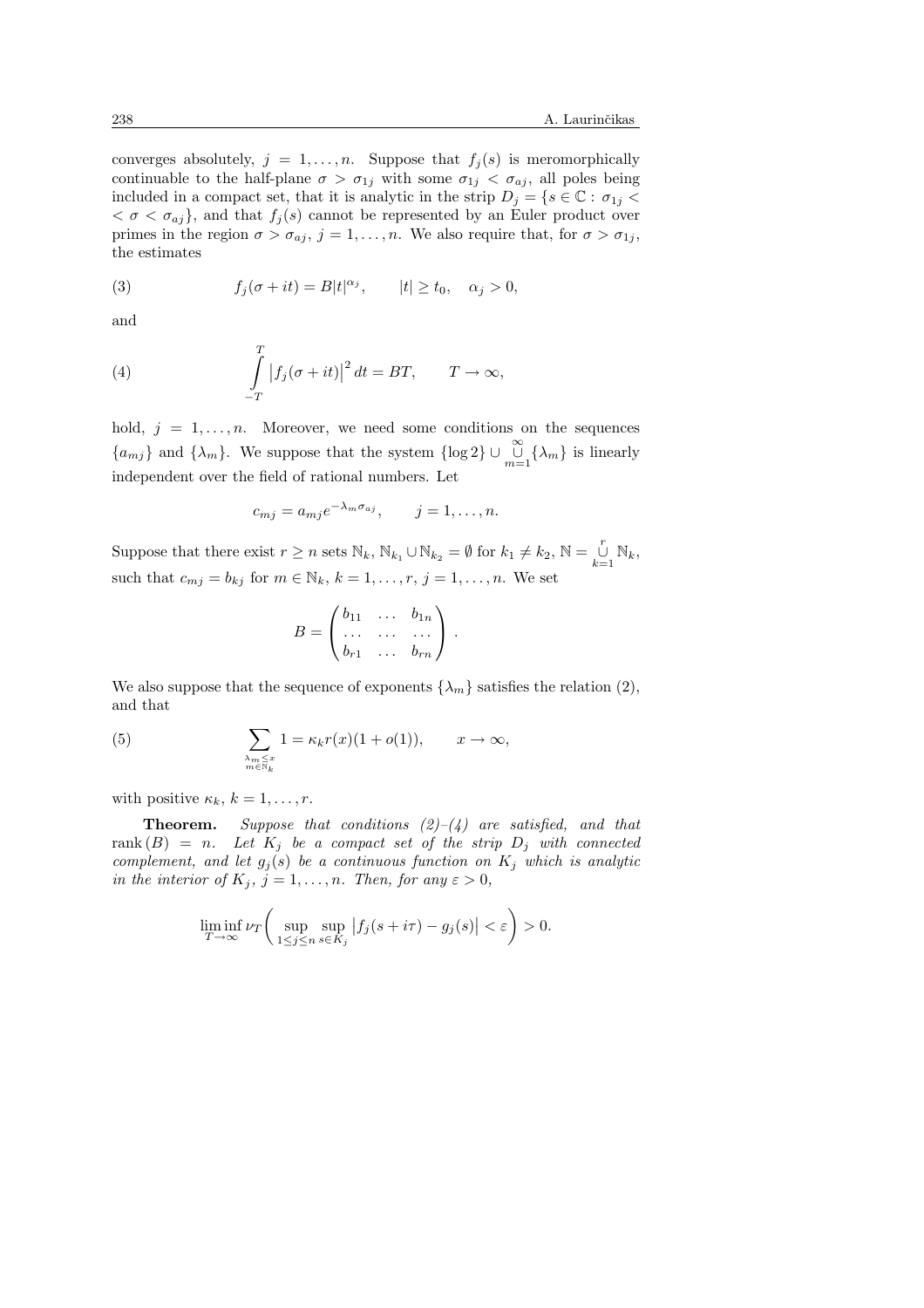converges absolutely, $j = 1, \dots, n$. Suppose that $f_j(s)$ is meromorphically continuable to the half-plane $\sigma > \sigma_{1j}$ with some $\sigma_{1j} < \sigma_{aj}$, all poles being included in a compact set, that it is analytic in the strip $D_j = \{s \in \mathbb{C} : \sigma_{1j} < < \sigma < \sigma_{aj}\}$, and that $f_j(s)$ cannot be represented by an Euler product over primes in the region $\sigma > \sigma_{aj}$, $j = 1, \dots, n$. We also require that, for $\sigma > \sigma_{1j}$, the estimates

$$f_j(\sigma + it) = B|t|^{\alpha_j}, \qquad |t| \geq t_0, \quad \alpha_j > 0, \tag{3}$$

and

$$\int_{-T}^{T} \left|f_j(\sigma + it)\right|^2 dt = BT, \qquad T \to \infty, \tag{4}$$

hold, $j = 1, \dots, n$. Moreover, we need some conditions on the sequences $\{a_{mj}\}$ and $\{\lambda_m\}$. We suppose that the system $\{\log 2\} \cup \bigcup_{m=1}^{\infty} \{\lambda_m\}$ is linearly independent over the field of rational numbers. Let

$$c_{mj} = a_{mj} e^{-\lambda_m \sigma_{aj}}, \qquad j = 1, \dots, n.$$

Suppose that there exist $r \geq n$ sets $\mathbb{N}_k$, $\mathbb{N}_{k_1} \cup \mathbb{N}_{k_2} = \emptyset$ for $k_1 \neq k_2$, $\mathbb{N} = \bigcup_{k=1}^{r} \mathbb{N}_k$, such that $c_{mj} = b_{kj}$ for $m \in \mathbb{N}_k$, $k = 1, \dots, r$, $j = 1, \dots, n$. We set

$$B = \begin{pmatrix} b_{11} & \dots & b_{1n} \\ \dots & \dots & \dots \\ b_{r1} & \dots & b_{rn} \end{pmatrix}.$$

We also suppose that the sequence of exponents $\{\lambda_m\}$ satisfies the relation (2), and that

$$\sum_{\substack{\lambda_m \leq x \\ m \in \mathbb{N}_k}} 1 = \kappa_k r(x)(1 + o(1)), \qquad x \to \infty, \tag{5}$$

with positive $\kappa_k$, $k = 1, \dots, r$.

**Theorem.** *Suppose that conditions (2)–(4) are satisfied, and that* $\operatorname{rank}(B) = n$. *Let* $K_j$ *be a compact set of the strip* $D_j$ *with connected complement, and let* $g_j(s)$ *be a continuous function on* $K_j$ *which is analytic in the interior of* $K_j$, $j = 1, \dots, n$. *Then, for any* $\varepsilon > 0$,

$$\liminf_{T \to \infty} \nu_T \left( \sup_{1 \leq j \leq n} \sup_{s \in K_j} \left|f_j(s + i\tau) - g_j(s)\right| < \varepsilon \right) > 0.$$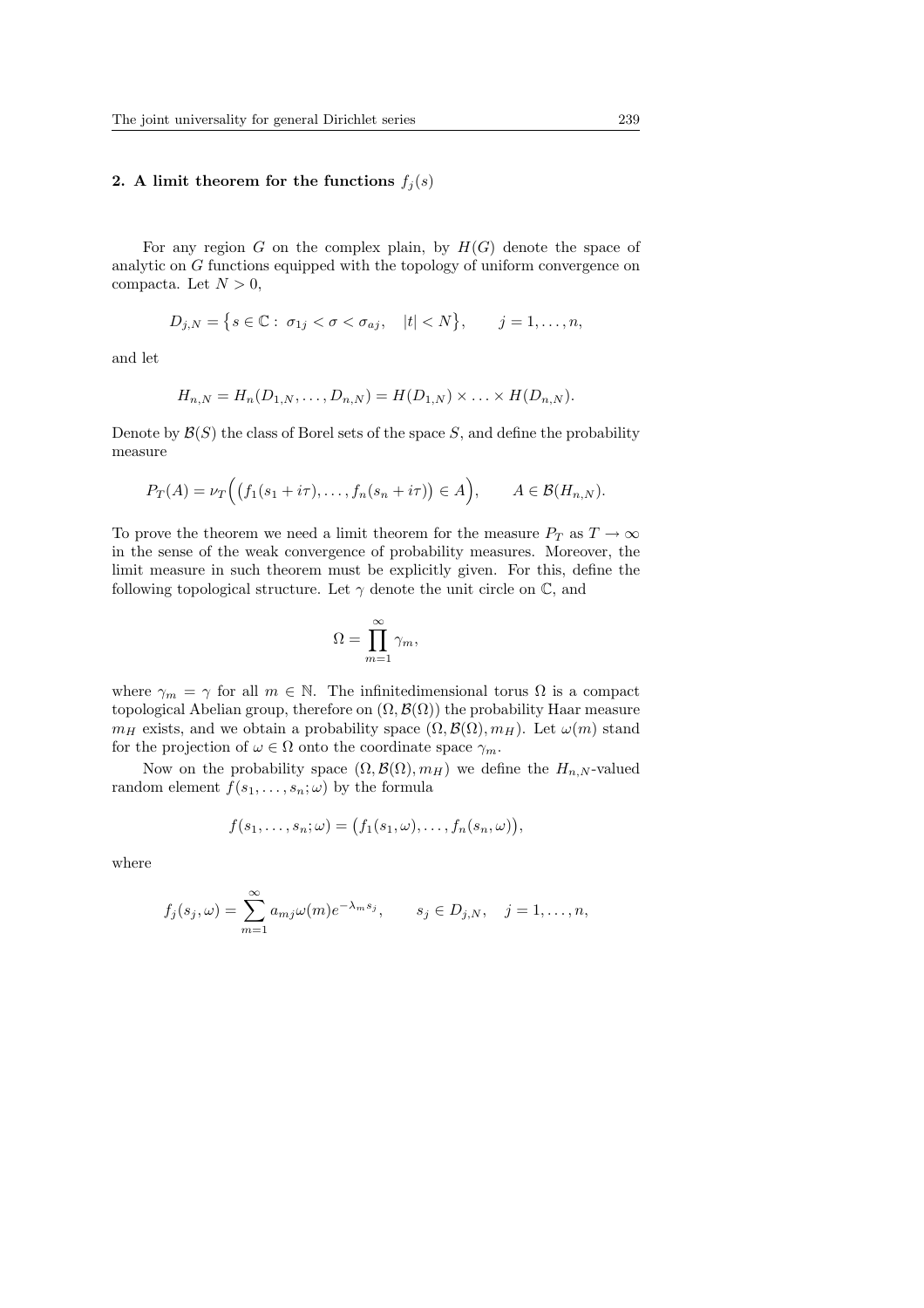## 2. A limit theorem for the functions $f_j(s)$

For any region $G$ on the complex plain, by $H(G)$ denote the space of analytic on $G$ functions equipped with the topology of uniform convergence on compacta. Let $N > 0$,

$$D_{j,N} = \{s \in \mathbb{C} : \ \sigma_{1j} < \sigma < \sigma_{aj}, \quad |t| < N\}, \qquad j = 1, \dots, n,$$

and let

$$H_{n,N} = H_n(D_{1,N}, \dots, D_{n,N}) = H(D_{1,N}) \times \dots \times H(D_{n,N}).$$

Denote by $\mathcal{B}(S)$ the class of Borel sets of the space $S$, and define the probability measure

$$P_T(A) = \nu_T\Big(\big(f_1(s_1 + i\tau), \dots, f_n(s_n + i\tau)\big) \in A\Big), \qquad A \in \mathcal{B}(H_{n,N}).$$

To prove the theorem we need a limit theorem for the measure $P_T$ as $T \to \infty$ in the sense of the weak convergence of probability measures. Moreover, the limit measure in such theorem must be explicitly given. For this, define the following topological structure. Let $\gamma$ denote the unit circle on $\mathbb{C}$, and

$$\Omega = \prod_{m=1}^{\infty} \gamma_m,$$

where $\gamma_m = \gamma$ for all $m \in \mathbb{N}$. The infinitedimensional torus $\Omega$ is a compact topological Abelian group, therefore on $(\Omega, \mathcal{B}(\Omega))$ the probability Haar measure $m_H$ exists, and we obtain a probability space $(\Omega, \mathcal{B}(\Omega), m_H)$. Let $\omega(m)$ stand for the projection of $\omega \in \Omega$ onto the coordinate space $\gamma_m$.

Now on the probability space $(\Omega, \mathcal{B}(\Omega), m_H)$ we define the $H_{n,N}$-valued random element $f(s_1, \dots, s_n; \omega)$ by the formula

$$f(s_1, \dots, s_n; \omega) = \big(f_1(s_1, \omega), \dots, f_n(s_n, \omega)\big),$$

where

$$f_j(s_j, \omega) = \sum_{m=1}^{\infty} a_{mj}\omega(m)e^{-\lambda_m s_j}, \qquad s_j \in D_{j,N}, \quad j = 1, \dots, n,$$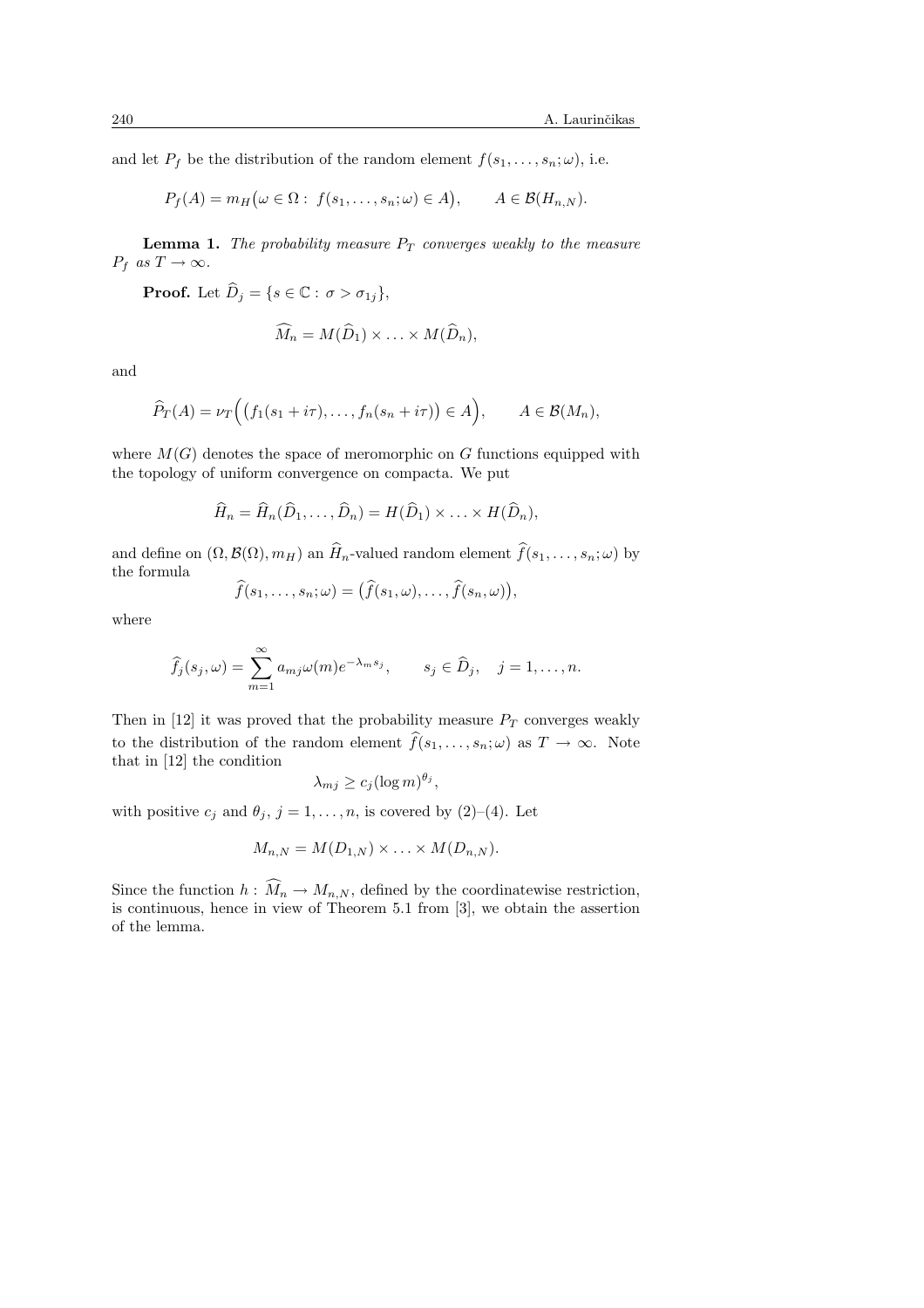and let $P_f$ be the distribution of the random element $f(s_1, \ldots, s_n; \omega)$, i.e.

$$P_f(A) = m_H\big(\omega \in \Omega : \; f(s_1, \ldots, s_n; \omega) \in A\big), \qquad A \in \mathcal{B}(H_{n,N}).$$

**Lemma 1.** *The probability measure $P_T$ converges weakly to the measure $P_f$ as $T \to \infty$.*

**Proof.** Let $\widehat{D}_j = \{s \in \mathbb{C} : \, \sigma > \sigma_{1j}\}$,

$$\widehat{M_n} = M(\widehat{D}_1) \times \ldots \times M(\widehat{D}_n),$$

and

$$\widehat{P}_T(A) = \nu_T\Big(\big(f_1(s_1 + i\tau), \ldots, f_n(s_n + i\tau)\big) \in A\Big), \qquad A \in \mathcal{B}(M_n),$$

where $M(G)$ denotes the space of meromorphic on $G$ functions equipped with the topology of uniform convergence on compacta. We put

$$\widehat{H}_n = \widehat{H}_n(\widehat{D}_1, \ldots, \widehat{D}_n) = H(\widehat{D}_1) \times \ldots \times H(\widehat{D}_n),$$

and define on $(\Omega, \mathcal{B}(\Omega), m_H)$ an $\widehat{H}_n$-valued random element $\widehat{f}(s_1, \ldots, s_n; \omega)$ by the formula

$$\widehat{f}(s_1, \ldots, s_n; \omega) = \big(\widehat{f}(s_1, \omega), \ldots, \widehat{f}(s_n, \omega)\big),$$

where

$$\widehat{f}_j(s_j, \omega) = \sum_{m=1}^{\infty} a_{mj}\omega(m)e^{-\lambda_m s_j}, \qquad s_j \in \widehat{D}_j, \quad j = 1, \ldots, n.$$

Then in [12] it was proved that the probability measure $P_T$ converges weakly to the distribution of the random element $\widehat{f}(s_1, \ldots, s_n; \omega)$ as $T \to \infty$. Note that in [12] the condition

$$\lambda_{mj} \geq c_j(\log m)^{\theta_j},$$

with positive $c_j$ and $\theta_j$, $j = 1, \ldots, n$, is covered by (2)–(4). Let

$$M_{n,N} = M(D_{1,N}) \times \ldots \times M(D_{n,N}).$$

Since the function $h : \widehat{M}_n \to M_{n,N}$, defined by the coordinatewise restriction, is continuous, hence in view of Theorem 5.1 from [3], we obtain the assertion of the lemma.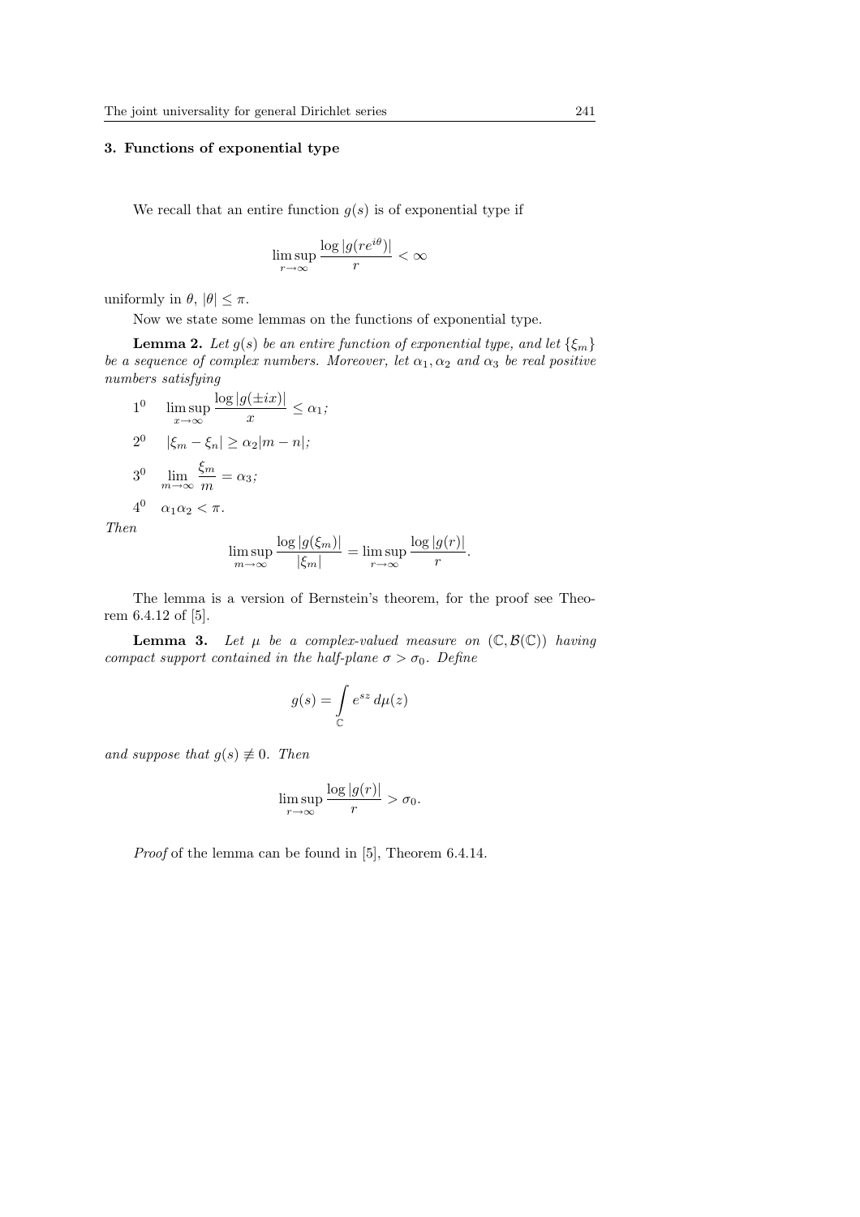### 3. Functions of exponential type

We recall that an entire function $g(s)$ is of exponential type if

$$\limsup_{r\to\infty} \frac{\log |g(re^{i\theta})|}{r} < \infty$$

uniformly in $\theta$, $|\theta| \leq \pi$.

Now we state some lemmas on the functions of exponential type.

**Lemma 2.** *Let $g(s)$ be an entire function of exponential type, and let $\{\xi_m\}$ be a sequence of complex numbers. Moreover, let $\alpha_1, \alpha_2$ and $\alpha_3$ be real positive numbers satisfying*

$1^0$ $\quad \displaystyle\limsup_{x\to\infty} \frac{\log |g(\pm ix)|}{x} \leq \alpha_1$;

$2^0$ $\quad |\xi_m - \xi_n| \geq \alpha_2 |m - n|$;

$3^0$ $\quad \displaystyle\lim_{m\to\infty} \frac{\xi_m}{m} = \alpha_3$;

$4^0$ $\quad \alpha_1 \alpha_2 < \pi$.

*Then*

$$\limsup_{m\to\infty} \frac{\log |g(\xi_m)|}{|\xi_m|} = \limsup_{r\to\infty} \frac{\log |g(r)|}{r}.$$

The lemma is a version of Bernstein's theorem, for the proof see Theorem 6.4.12 of [5].

**Lemma 3.** *Let $\mu$ be a complex-valued measure on $(\mathbb{C}, \mathcal{B}(\mathbb{C}))$ having compact support contained in the half-plane $\sigma > \sigma_0$. Define*

$$g(s) = \int_{\mathbb{C}} e^{sz}\, d\mu(z)$$

*and suppose that $g(s) \not\equiv 0$. Then*

$$\limsup_{r\to\infty} \frac{\log |g(r)|}{r} > \sigma_0.$$

*Proof* of the lemma can be found in [5], Theorem 6.4.14.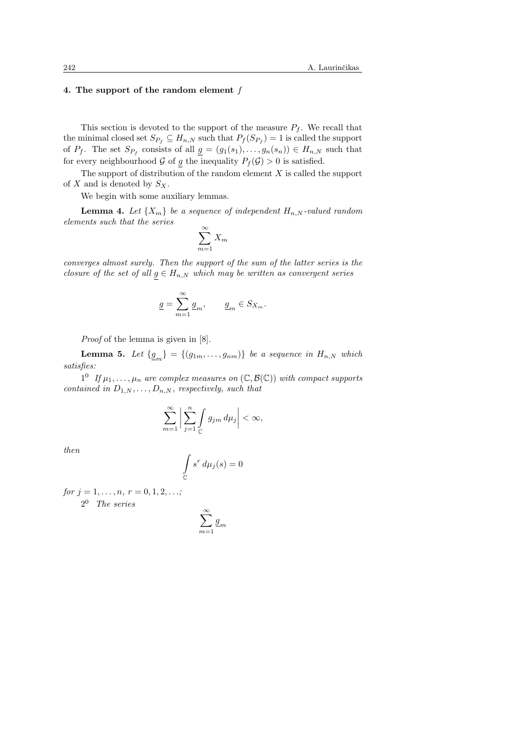## 4. The support of the random element $f$

This section is devoted to the support of the measure $P_f$. We recall that the minimal closed set $S_{P_f} \subseteq H_{n,N}$ such that $P_f(S_{P_f}) = 1$ is called the support of $P_f$. The set $S_{P_f}$ consists of all $\underline{g} = (g_1(s_1), \dots, g_n(s_n)) \in H_{n,N}$ such that for every neighbourhood $\mathcal{G}$ of $\underline{g}$ the inequality $P_f(\mathcal{G}) > 0$ is satisfied.

The support of distribution of the random element $X$ is called the support of $X$ and is denoted by $S_X$.

We begin with some auxiliary lemmas.

**Lemma 4.** *Let $\{X_m\}$ be a sequence of independent $H_{n,N}$-valued random elements such that the series*

$$\sum_{m=1}^{\infty} X_m$$

*converges almost surely. Then the support of the sum of the latter series is the closure of the set of all $\underline{g} \in H_{n,N}$ which may be written as convergent series*

$$\underline{g} = \sum_{m=1}^{\infty} \underline{g}_m, \qquad \underline{g}_m \in S_{X_m}.$$

*Proof* of the lemma is given in [8].

**Lemma 5.** *Let $\{\underline{g}_m\} = \{(g_{1m}, \dots, g_{nm})\}$ be a sequence in $H_{n,N}$ which satisfies:*

$1^0$ *If $\mu_1, \dots, \mu_n$ are complex measures on $(\mathbb{C}, \mathcal{B}(\mathbb{C}))$ with compact supports contained in $D_{1,N}, \dots, D_{n,N}$, respectively, such that*

$$\sum_{m=1}^{\infty} \left| \sum_{j=1}^{n} \int_{\mathbb{C}} g_{jm} \, d\mu_j \right| < \infty,$$

*then*

$$\int_{\mathbb{C}} s^r \, d\mu_j(s) = 0$$

*for $j = 1, \dots, n$, $r = 0, 1, 2, \dots$;*

$2^0$ *The series*

$$\sum_{m=1}^{\infty} \underline{g}_m$$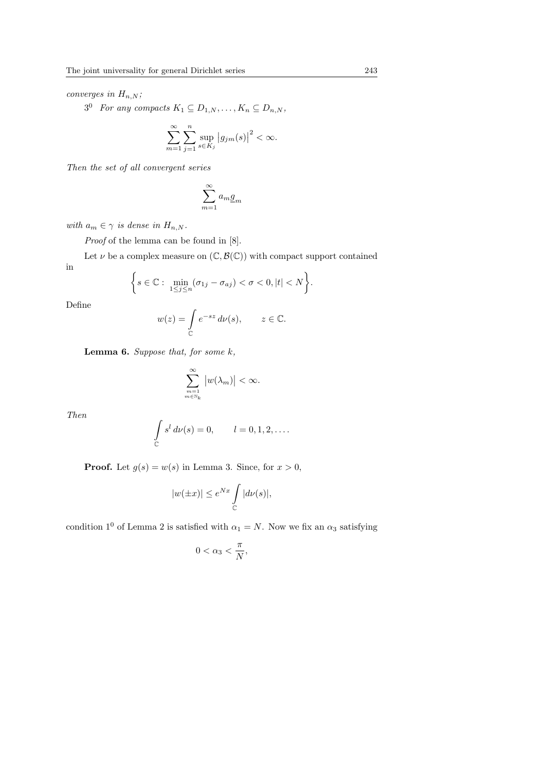*converges in* $H_{n,N}$*;*

$3^0$ *For any compacts* $K_1 \subseteq D_{1,N}, \dots, K_n \subseteq D_{n,N}$,

$$\sum_{m=1}^{\infty} \sum_{j=1}^{n} \sup_{s \in K_j} \left| g_{jm}(s) \right|^2 < \infty.$$

*Then the set of all convergent series*

$$\sum_{m=1}^{\infty} a_m \underline{g}_m$$

*with* $a_m \in \gamma$ *is dense in* $H_{n,N}$.

*Proof* of the lemma can be found in [8].

Let $\nu$ be a complex measure on $(\mathbb{C}, \mathcal{B}(\mathbb{C}))$ with compact support contained in

$$\left\{ s \in \mathbb{C} : \min_{1 \le j \le n} (\sigma_{1j} - \sigma_{aj}) < \sigma < 0, |t| < N \right\}.$$

Define

$$w(z) = \int_{\mathbb{C}} e^{-sz} \, d\nu(s), \qquad z \in \mathbb{C}.$$

**Lemma 6.** *Suppose that, for some* $k$,

$$\sum_{\substack{m=1 \\ m \in \mathbb{N}_k}}^{\infty} \left| w(\lambda_m) \right| < \infty.$$

*Then*

$$\int_{\mathbb{C}} s^l \, d\nu(s) = 0, \qquad l = 0, 1, 2, \dots.$$

**Proof.** Let $g(s) = w(s)$ in Lemma 3. Since, for $x > 0$,

$$|w(\pm x)| \le e^{Nx} \int_{\mathbb{C}} |d\nu(s)|,$$

condition $1^0$ of Lemma 2 is satisfied with $\alpha_1 = N$. Now we fix an $\alpha_3$ satisfying

$$0 < \alpha_3 < \frac{\pi}{N},$$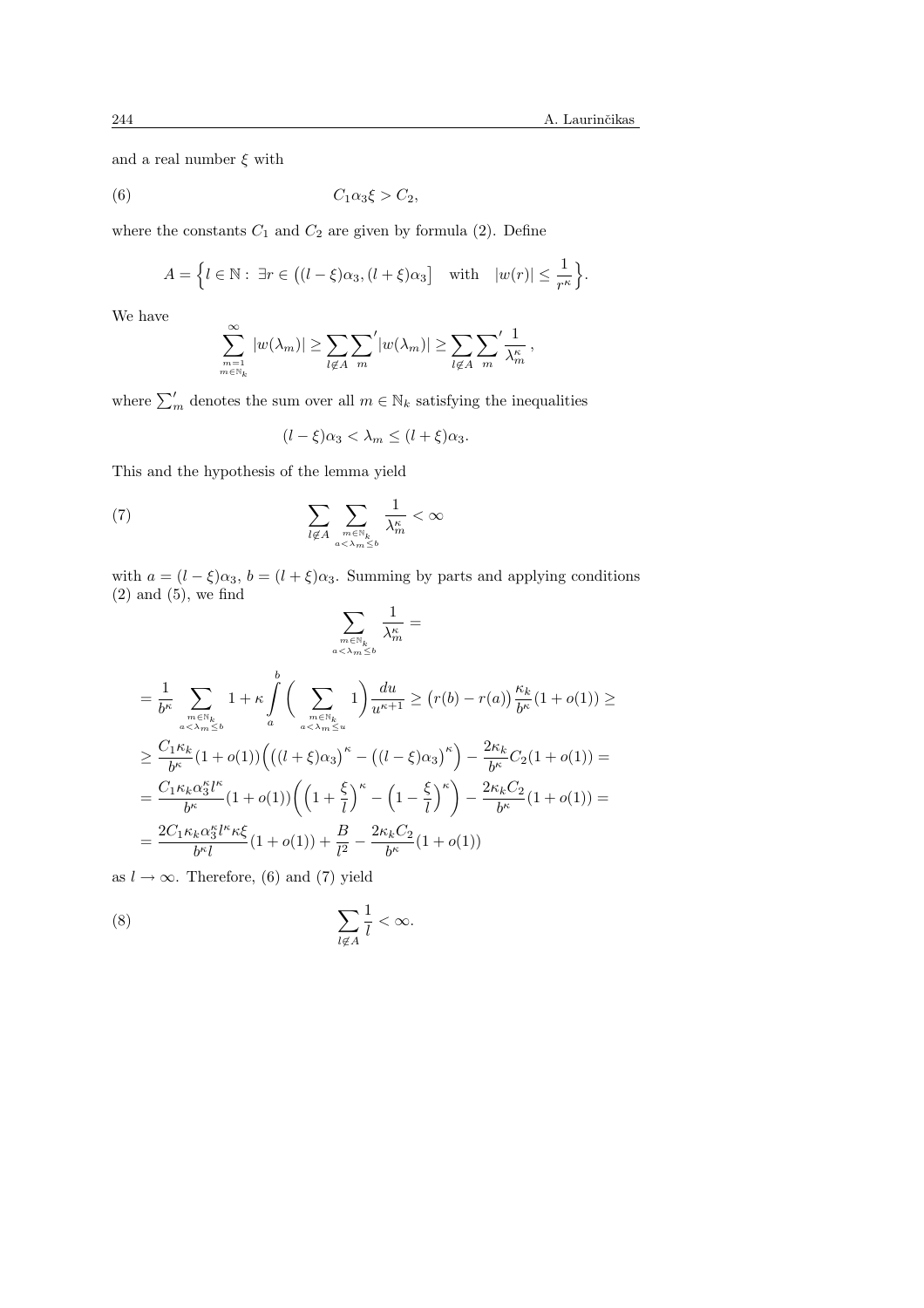and a real number $\xi$ with

$$C_1\alpha_3\xi > C_2, \tag{6}$$

where the constants $C_1$ and $C_2$ are given by formula (2). Define

$$A = \Big\{ l \in \mathbb{N} : \ \exists r \in \big((l-\xi)\alpha_3, (l+\xi)\alpha_3\big] \quad \text{with} \quad |w(r)| \le \frac{1}{r^\kappa} \Big\}.$$

We have

$$\sum_{\substack{m=1\\ m\in\mathbb{N}_k}}^{\infty} |w(\lambda_m)| \ge \sum_{l\notin A} {\sum_m}' |w(\lambda_m)| \ge \sum_{l\notin A} {\sum_m}' \frac{1}{\lambda_m^\kappa},$$

where ${\sum}'_m$ denotes the sum over all $m \in \mathbb{N}_k$ satisfying the inequalities

$$(l-\xi)\alpha_3 < \lambda_m \le (l+\xi)\alpha_3.$$

This and the hypothesis of the lemma yield

$$\sum_{l\notin A} \sum_{\substack{m\in\mathbb{N}_k\\ a<\lambda_m\le b}} \frac{1}{\lambda_m^\kappa} < \infty \tag{7}$$

with $a = (l-\xi)\alpha_3$, $b = (l+\xi)\alpha_3$. Summing by parts and applying conditions (2) and (5), we find

$$\sum_{\substack{m\in\mathbb{N}_k\\ a<\lambda_m\le b}} \frac{1}{\lambda_m^\kappa} =$$

$$\begin{aligned}
&= \frac{1}{b^\kappa} \sum_{\substack{m\in\mathbb{N}_k\\ a<\lambda_m\le b}} 1 + \kappa \int_a^b \Bigg( \sum_{\substack{m\in\mathbb{N}_k\\ a<\lambda_m\le u}} 1 \Bigg) \frac{du}{u^{\kappa+1}} \ge \big(r(b) - r(a)\big) \frac{\kappa_k}{b^\kappa}(1+o(1)) \ge \\
&\ge \frac{C_1\kappa_k}{b^\kappa}(1+o(1)) \Big( \big((l+\xi)\alpha_3\big)^\kappa - \big((l-\xi)\alpha_3\big)^\kappa \Big) - \frac{2\kappa_k}{b^\kappa} C_2 (1+o(1)) = \\
&= \frac{C_1\kappa_k\alpha_3^\kappa l^\kappa}{b^\kappa}(1+o(1)) \bigg( \Big(1+\frac{\xi}{l}\Big)^\kappa - \Big(1-\frac{\xi}{l}\Big)^\kappa \bigg) - \frac{2\kappa_k C_2}{b^\kappa}(1+o(1)) = \\
&= \frac{2C_1\kappa_k\alpha_3^\kappa l^\kappa \kappa\xi}{b^\kappa l}(1+o(1)) + \frac{B}{l^2} - \frac{2\kappa_k C_2}{b^\kappa}(1+o(1))
\end{aligned}$$

as $l \to \infty$. Therefore, (6) and (7) yield

$$\sum_{l\notin A} \frac{1}{l} < \infty. \tag{8}$$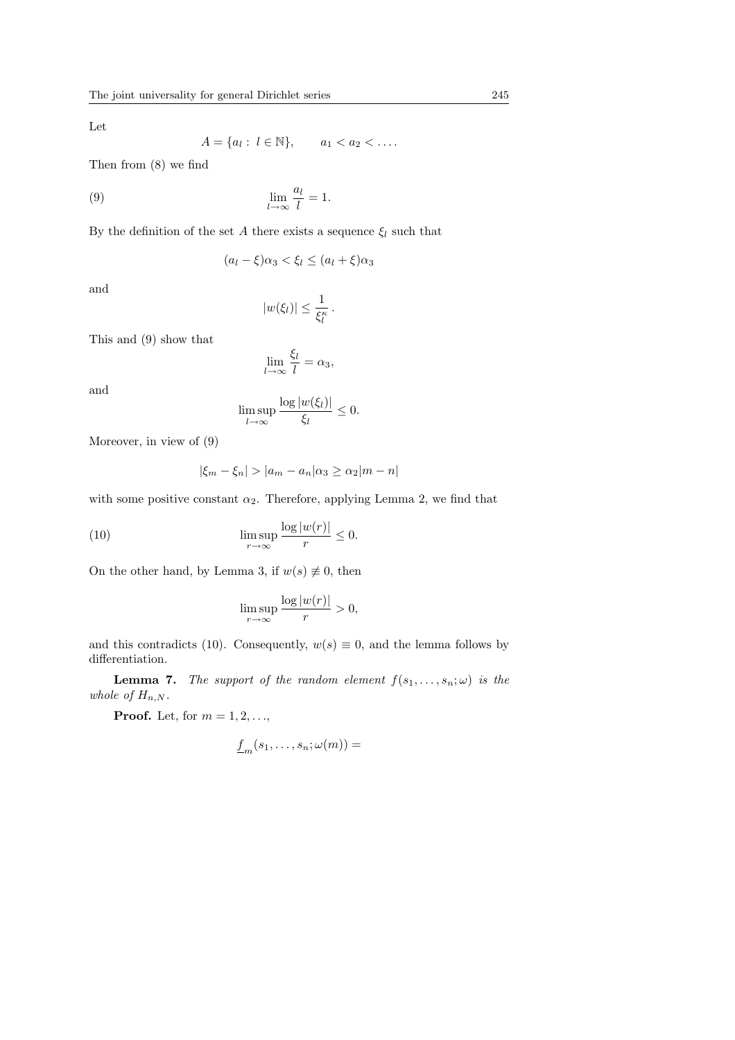Let

$$A = \{a_l : \ l \in \mathbb{N}\}, \qquad a_1 < a_2 < \dots .$$

Then from (8) we find

$$\lim_{l\to\infty} \frac{a_l}{l} = 1. \tag{9}$$

By the definition of the set $A$ there exists a sequence $\xi_l$ such that

$$(a_l - \xi)\alpha_3 < \xi_l \leq (a_l + \xi)\alpha_3$$

and

$$|w(\xi_l)| \leq \frac{1}{\xi_l^{\kappa}}\,.$$

This and (9) show that

$$\lim_{l\to\infty} \frac{\xi_l}{l} = \alpha_3,$$

and

$$\limsup_{l\to\infty} \frac{\log|w(\xi_l)|}{\xi_l} \leq 0.$$

Moreover, in view of (9)

$$|\xi_m - \xi_n| > |a_m - a_n|\alpha_3 \geq \alpha_2|m-n|$$

with some positive constant $\alpha_2$. Therefore, applying Lemma 2, we find that

$$\limsup_{r\to\infty} \frac{\log|w(r)|}{r} \leq 0. \tag{10}$$

On the other hand, by Lemma 3, if $w(s) \not\equiv 0$, then

$$\limsup_{r\to\infty} \frac{\log|w(r)|}{r} > 0,$$

and this contradicts (10). Consequently, $w(s) \equiv 0$, and the lemma follows by differentiation.

**Lemma 7.** *The support of the random element $f(s_1,\dots,s_n;\omega)$ is the whole of $H_{n,N}$.*

**Proof.** Let, for $m = 1, 2, \dots$,

$$\underline{f}_m(s_1,\dots,s_n;\omega(m)) =$$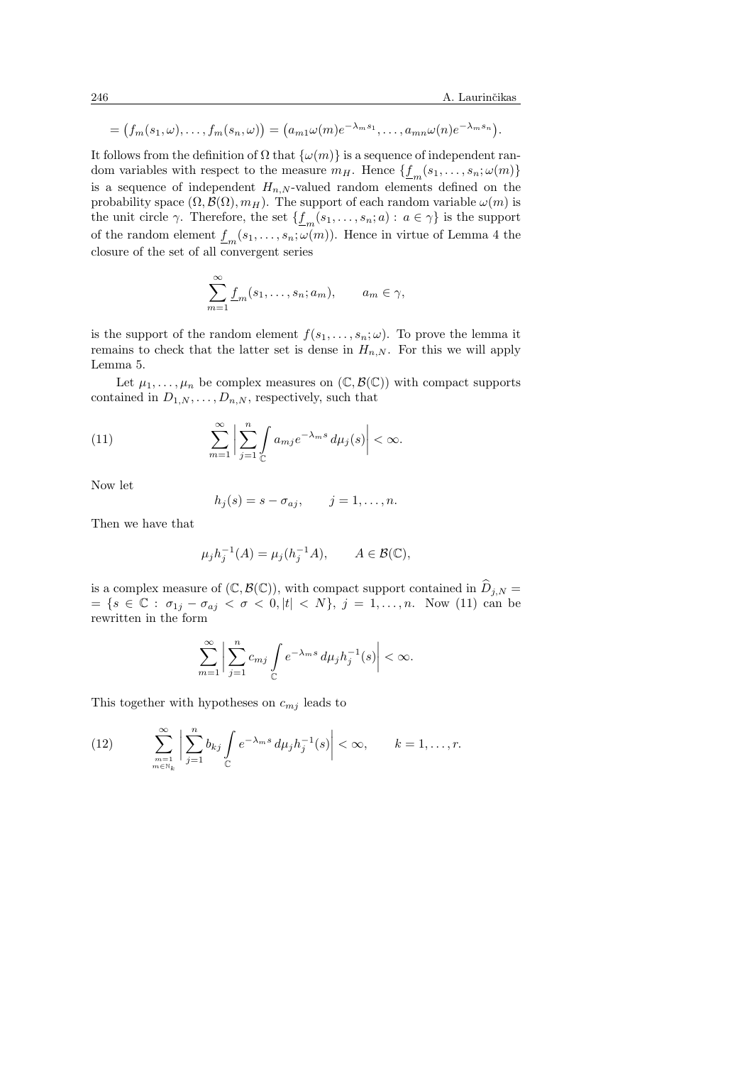$$= \big(f_m(s_1,\omega),\dots,f_m(s_n,\omega)\big) = \big(a_{m1}\omega(m)e^{-\lambda_m s_1},\dots,a_{mn}\omega(n)e^{-\lambda_m s_n}\big).$$

It follows from the definition of $\Omega$ that $\{\omega(m)\}$ is a sequence of independent random variables with respect to the measure $m_H$. Hence $\{\underline{f}_m(s_1,\dots,s_n;\omega(m)\}$ is a sequence of independent $H_{n,N}$-valued random elements defined on the probability space $(\Omega,\mathcal{B}(\Omega),m_H)$. The support of each random variable $\omega(m)$ is the unit circle $\gamma$. Therefore, the set $\{\underline{f}_m(s_1,\dots,s_n;a): a\in\gamma\}$ is the support of the random element $\underline{f}_m(s_1,\dots,s_n;\omega(m))$. Hence in virtue of Lemma 4 the closure of the set of all convergent series

$$\sum_{m=1}^{\infty}\underline{f}_m(s_1,\dots,s_n;a_m), \qquad a_m\in\gamma,$$

is the support of the random element $f(s_1,\dots,s_n;\omega)$. To prove the lemma it remains to check that the latter set is dense in $H_{n,N}$. For this we will apply Lemma 5.

Let $\mu_1,\dots,\mu_n$ be complex measures on $(\mathbb{C},\mathcal{B}(\mathbb{C}))$ with compact supports contained in $D_{1,N},\dots,D_{n,N}$, respectively, such that

$$\sum_{m=1}^{\infty}\bigg|\sum_{j=1}^{n}\int\limits_{\mathbb{C}} a_{mj}e^{-\lambda_m s}\,d\mu_j(s)\bigg| < \infty. \tag{11}$$

Now let

$$h_j(s) = s - \sigma_{aj}, \qquad j=1,\dots,n.$$

Then we have that

$$\mu_j h_j^{-1}(A) = \mu_j(h_j^{-1}A), \qquad A\in\mathcal{B}(\mathbb{C}),$$

is a complex measure of $(\mathbb{C},\mathcal{B}(\mathbb{C}))$, with compact support contained in $\widehat{D}_{j,N} = \{s\in\mathbb{C}: \sigma_{1j}-\sigma_{aj}<\sigma<0, |t|<N\}$, $j=1,\dots,n$. Now (11) can be rewritten in the form

$$\sum_{m=1}^{\infty}\bigg|\sum_{j=1}^{n}c_{mj}\int\limits_{\mathbb{C}} e^{-\lambda_m s}\,d\mu_j h_j^{-1}(s)\bigg| < \infty.$$

This together with hypotheses on $c_{mj}$ leads to

$$\sum_{\substack{m=1\\ m\in\mathbb{N}_k}}^{\infty}\bigg|\sum_{j=1}^{n}b_{kj}\int\limits_{\mathbb{C}} e^{-\lambda_m s}\,d\mu_j h_j^{-1}(s)\bigg| < \infty, \qquad k=1,\dots,r. \tag{12}$$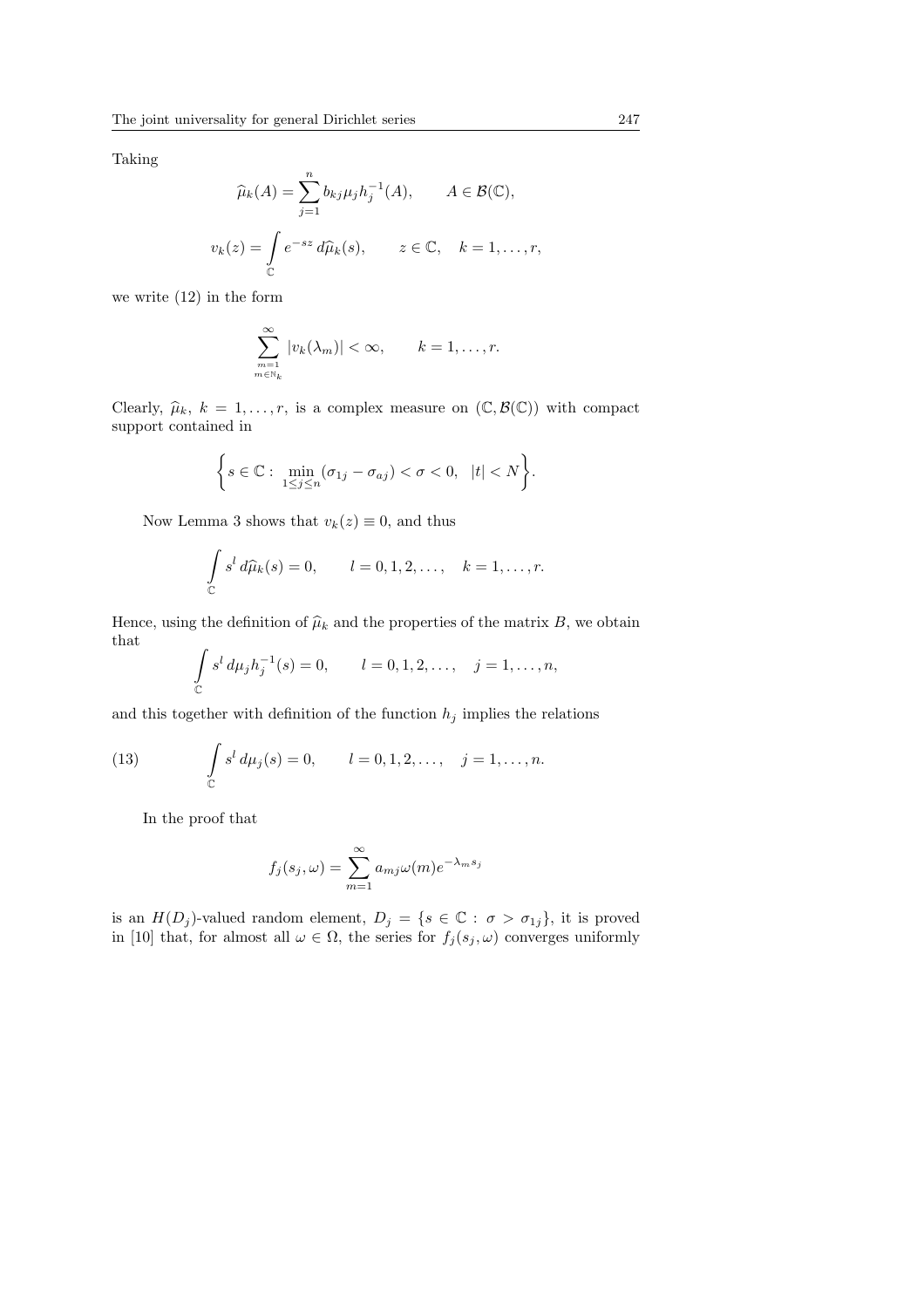Taking

$$\widehat{\mu}_k(A) = \sum_{j=1}^{n} b_{kj}\mu_j h_j^{-1}(A), \qquad A \in \mathcal{B}(\mathbb{C}),$$

$$v_k(z) = \int\limits_{\mathbb{C}} e^{-sz}\, d\widehat{\mu}_k(s), \qquad z \in \mathbb{C}, \quad k = 1, \ldots, r,$$

we write (12) in the form

$$\sum_{\substack{m=1 \\ m \in \mathbb{N}_k}}^{\infty} |v_k(\lambda_m)| < \infty, \qquad k = 1, \ldots, r.$$

Clearly, $\widehat{\mu}_k$, $k = 1, \ldots, r$, is a complex measure on $(\mathbb{C}, \mathcal{B}(\mathbb{C}))$ with compact support contained in

$$\left\{ s \in \mathbb{C} : \min_{1 \le j \le n} (\sigma_{1j} - \sigma_{aj}) < \sigma < 0, \ \ |t| < N \right\}.$$

Now Lemma 3 shows that $v_k(z) \equiv 0$, and thus

$$\int\limits_{\mathbb{C}} s^l \, d\widehat{\mu}_k(s) = 0, \qquad l = 0, 1, 2, \ldots, \quad k = 1, \ldots, r.$$

Hence, using the definition of $\widehat{\mu}_k$ and the properties of the matrix $B$, we obtain that

$$\int\limits_{\mathbb{C}} s^l \, d\mu_j h_j^{-1}(s) = 0, \qquad l = 0, 1, 2, \ldots, \quad j = 1, \ldots, n,$$

and this together with definition of the function $h_j$ implies the relations

$$\int\limits_{\mathbb{C}} s^l \, d\mu_j(s) = 0, \qquad l = 0, 1, 2, \ldots, \quad j = 1, \ldots, n. \tag{13}$$

In the proof that

$$f_j(s_j, \omega) = \sum_{m=1}^{\infty} a_{mj}\omega(m) e^{-\lambda_m s_j}$$

is an $H(D_j)$-valued random element, $D_j = \{s \in \mathbb{C} : \sigma > \sigma_{1j}\}$, it is proved in [10] that, for almost all $\omega \in \Omega$, the series for $f_j(s_j, \omega)$ converges uniformly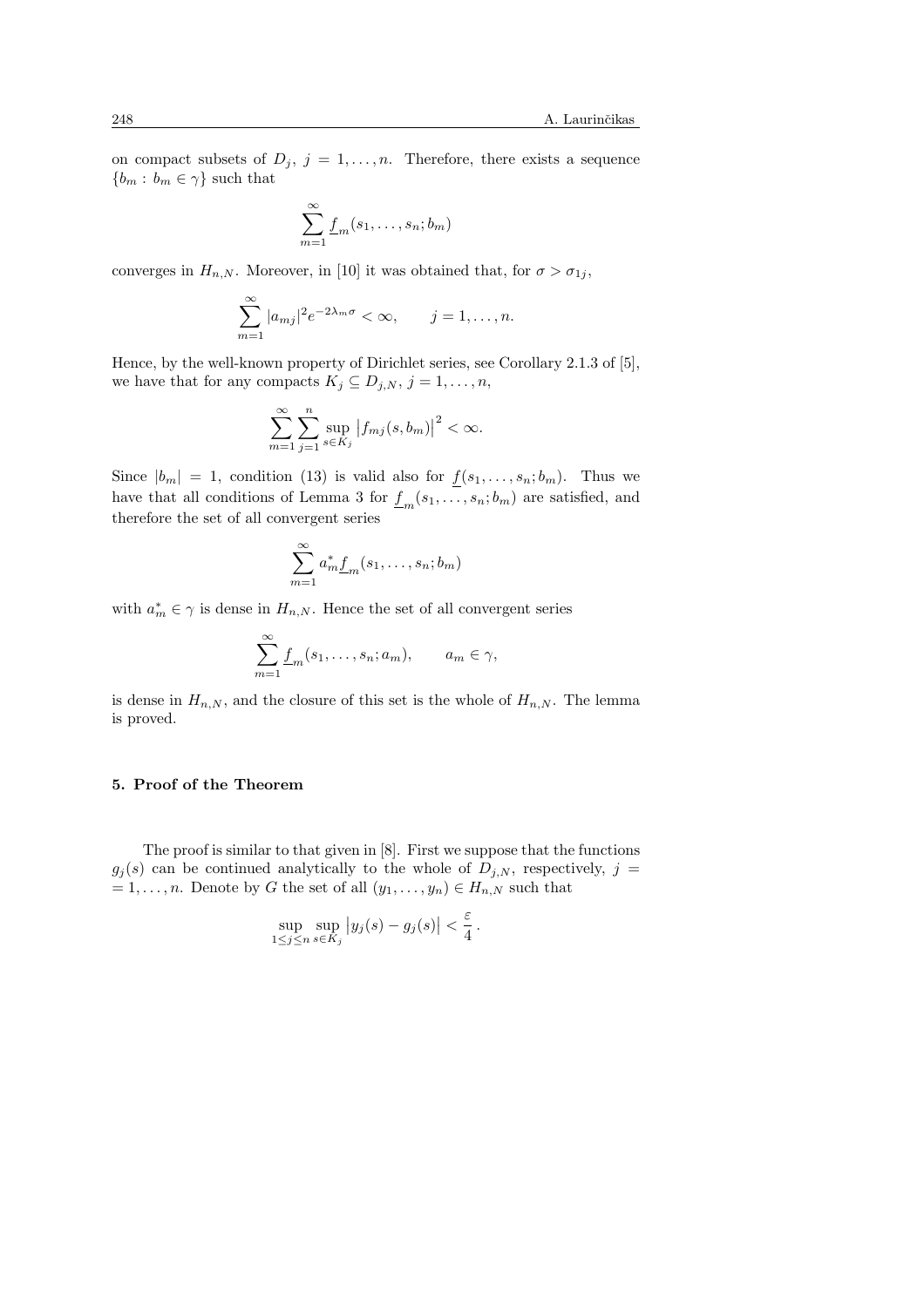on compact subsets of $D_j$, $j = 1, \ldots, n$. Therefore, there exists a sequence $\{b_m : b_m \in \gamma\}$ such that

$$\sum_{m=1}^{\infty} \underline{f}_m(s_1, \ldots, s_n; b_m)$$

converges in $H_{n,N}$. Moreover, in [10] it was obtained that, for $\sigma > \sigma_{1j}$,

$$\sum_{m=1}^{\infty} |a_{mj}|^2 e^{-2\lambda_m \sigma} < \infty, \qquad j = 1, \ldots, n.$$

Hence, by the well-known property of Dirichlet series, see Corollary 2.1.3 of [5], we have that for any compacts $K_j \subseteq D_{j,N}$, $j = 1, \ldots, n$,

$$\sum_{m=1}^{\infty} \sum_{j=1}^{n} \sup_{s \in K_j} \left| f_{mj}(s, b_m) \right|^2 < \infty.$$

Since $|b_m| = 1$, condition (13) is valid also for $\underline{f}(s_1, \ldots, s_n; b_m)$. Thus we have that all conditions of Lemma 3 for $\underline{f}_m(s_1, \ldots, s_n; b_m)$ are satisfied, and therefore the set of all convergent series

$$\sum_{m=1}^{\infty} a_m^* \underline{f}_m(s_1, \ldots, s_n; b_m)$$

with $a_m^* \in \gamma$ is dense in $H_{n,N}$. Hence the set of all convergent series

$$\sum_{m=1}^{\infty} \underline{f}_m(s_1, \ldots, s_n; a_m), \qquad a_m \in \gamma,$$

is dense in $H_{n,N}$, and the closure of this set is the whole of $H_{n,N}$. The lemma is proved.

## 5. Proof of the Theorem

The proof is similar to that given in [8]. First we suppose that the functions $g_j(s)$ can be continued analytically to the whole of $D_{j,N}$, respectively, $j = 1, \ldots, n$. Denote by $G$ the set of all $(y_1, \ldots, y_n) \in H_{n,N}$ such that

$$\sup_{1 \leq j \leq n} \sup_{s \in K_j} \left| y_j(s) - g_j(s) \right| < \frac{\varepsilon}{4}.$$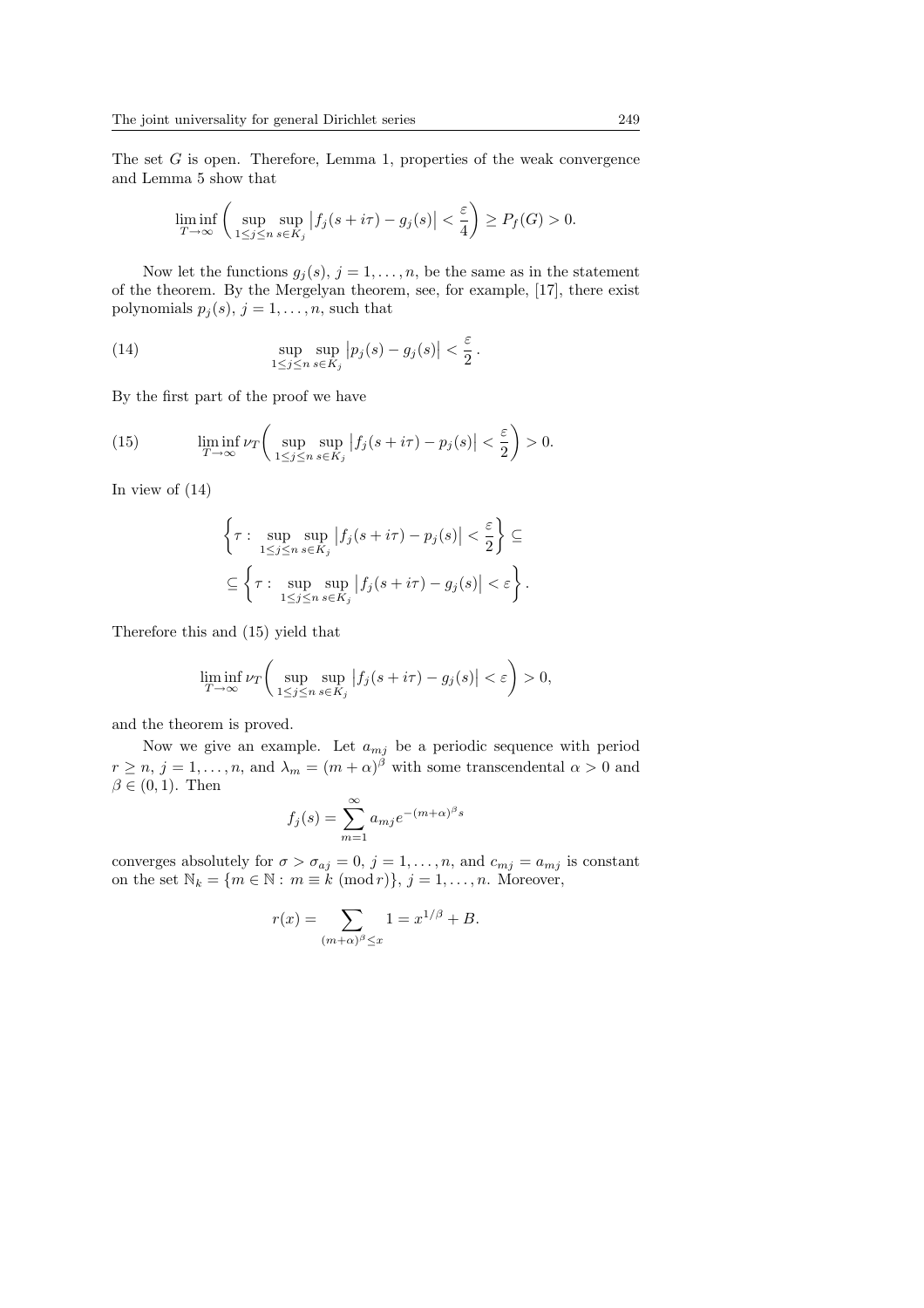The set $G$ is open. Therefore, Lemma 1, properties of the weak convergence and Lemma 5 show that

$$\liminf_{T\to\infty} \left( \sup_{1\le j\le n} \sup_{s\in K_j} \left| f_j(s+i\tau) - g_j(s) \right| < \frac{\varepsilon}{4} \right) \ge P_f(G) > 0.$$

Now let the functions $g_j(s)$, $j = 1, \ldots, n$, be the same as in the statement of the theorem. By the Mergelyan theorem, see, for example, [17], there exist polynomials $p_j(s)$, $j = 1, \ldots, n$, such that

$$\sup_{1\le j\le n} \sup_{s\in K_j} \left| p_j(s) - g_j(s) \right| < \frac{\varepsilon}{2}\,. \tag{14}$$

By the first part of the proof we have

$$\liminf_{T\to\infty} \nu_T \left( \sup_{1\le j\le n} \sup_{s\in K_j} \left| f_j(s+i\tau) - p_j(s) \right| < \frac{\varepsilon}{2} \right) > 0. \tag{15}$$

In view of (14)

$$\left\{ \tau : \sup_{1\le j\le n} \sup_{s\in K_j} \left| f_j(s+i\tau) - p_j(s) \right| < \frac{\varepsilon}{2} \right\} \subseteq$$
$$\subseteq \left\{ \tau : \sup_{1\le j\le n} \sup_{s\in K_j} \left| f_j(s+i\tau) - g_j(s) \right| < \varepsilon \right\}.$$

Therefore this and (15) yield that

$$\liminf_{T\to\infty} \nu_T \left( \sup_{1\le j\le n} \sup_{s\in K_j} \left| f_j(s+i\tau) - g_j(s) \right| < \varepsilon \right) > 0,$$

and the theorem is proved.

Now we give an example. Let $a_{mj}$ be a periodic sequence with period $r \ge n$, $j = 1, \ldots, n$, and $\lambda_m = (m+\alpha)^\beta$ with some transcendental $\alpha > 0$ and $\beta \in (0, 1)$. Then

$$f_j(s) = \sum_{m=1}^{\infty} a_{mj} e^{-(m+\alpha)^\beta s}$$

converges absolutely for $\sigma > \sigma_{aj} = 0$, $j = 1, \ldots, n$, and $c_{mj} = a_{mj}$ is constant on the set $\mathbb{N}_k = \{m \in \mathbb{N} : m \equiv k \pmod r\}$, $j = 1, \ldots, n$. Moreover,

$$r(x) = \sum_{(m+\alpha)^\beta \le x} 1 = x^{1/\beta} + B.$$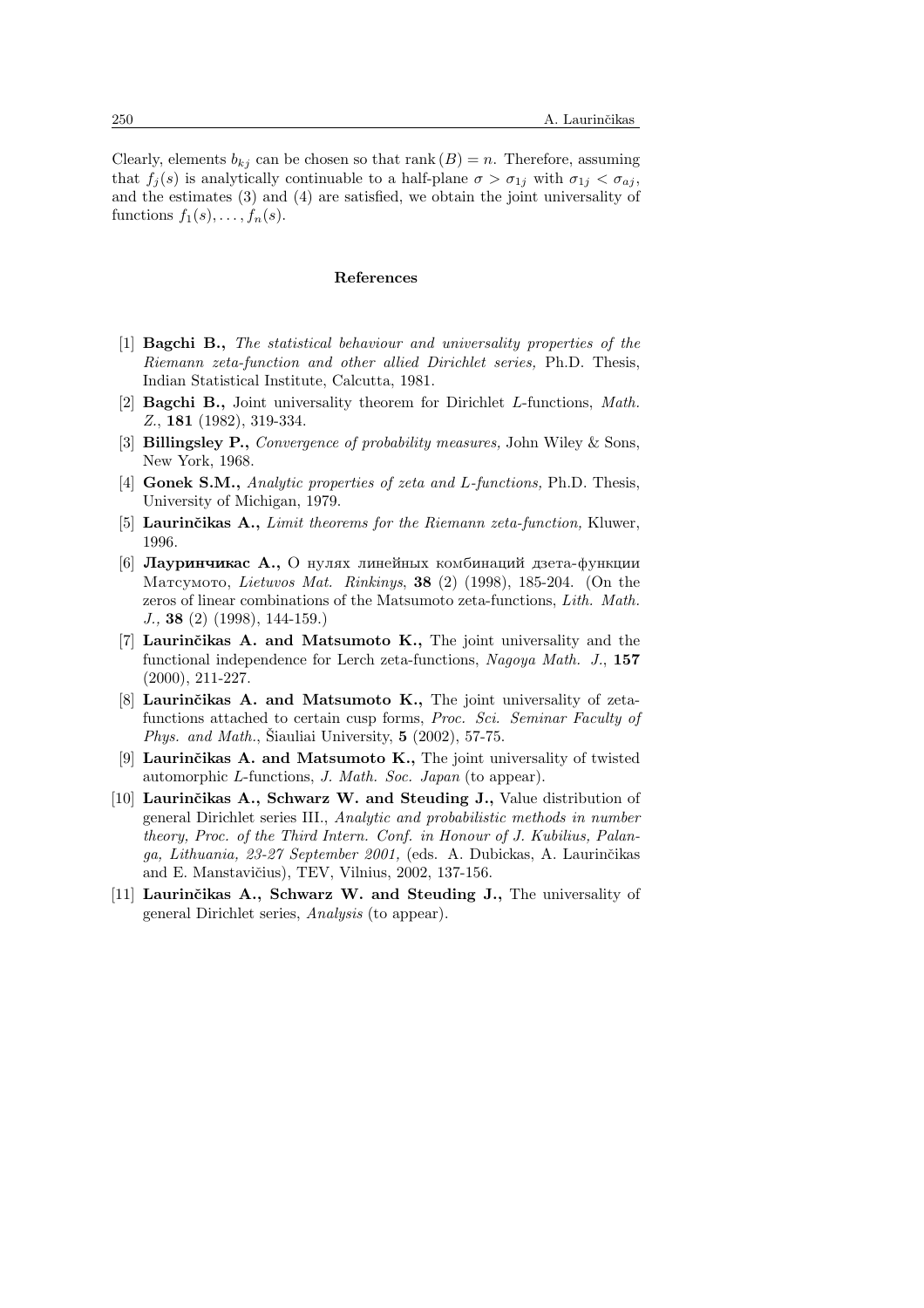Clearly, elements $b_{kj}$ can be chosen so that $\operatorname{rank}(B) = n$. Therefore, assuming that $f_j(s)$ is analytically continuable to a half-plane $\sigma > \sigma_{1j}$ with $\sigma_{1j} < \sigma_{aj}$, and the estimates (3) and (4) are satisfied, we obtain the joint universality of functions $f_1(s), \ldots, f_n(s)$.

## References

[1] **Bagchi B.,** *The statistical behaviour and universality properties of the Riemann zeta-function and other allied Dirichlet series,* Ph.D. Thesis, Indian Statistical Institute, Calcutta, 1981.

[2] **Bagchi B.,** Joint universality theorem for Dirichlet $L$-functions, *Math. Z.*, **181** (1982), 319-334.

[3] **Billingsley P.,** *Convergence of probability measures,* John Wiley & Sons, New York, 1968.

[4] **Gonek S.M.,** *Analytic properties of zeta and L-functions,* Ph.D. Thesis, University of Michigan, 1979.

[5] **Laurinčikas A.,** *Limit theorems for the Riemann zeta-function,* Kluwer, 1996.

[6] **Лауринчикас А.,** О нулях линейных комбинаций дзета-функции Матсумото, *Lietuvos Mat. Rinkinys*, **38** (2) (1998), 185-204. (On the zeros of linear combinations of the Matsumoto zeta-functions, *Lith. Math. J.,* **38** (2) (1998), 144-159.)

[7] **Laurinčikas A. and Matsumoto K.,** The joint universality and the functional independence for Lerch zeta-functions, *Nagoya Math. J.*, **157** (2000), 211-227.

[8] **Laurinčikas A. and Matsumoto K.,** The joint universality of zeta-functions attached to certain cusp forms, *Proc. Sci. Seminar Faculty of Phys. and Math.*, Šiauliai University, **5** (2002), 57-75.

[9] **Laurinčikas A. and Matsumoto K.,** The joint universality of twisted automorphic $L$-functions, *J. Math. Soc. Japan* (to appear).

[10] **Laurinčikas A., Schwarz W. and Steuding J.,** Value distribution of general Dirichlet series III., *Analytic and probabilistic methods in number theory, Proc. of the Third Intern. Conf. in Honour of J. Kubilius, Palanga, Lithuania, 23-27 September 2001,* (eds. A. Dubickas, A. Laurinčikas and E. Manstavičius), TEV, Vilnius, 2002, 137-156.

[11] **Laurinčikas A., Schwarz W. and Steuding J.,** The universality of general Dirichlet series, *Analysis* (to appear).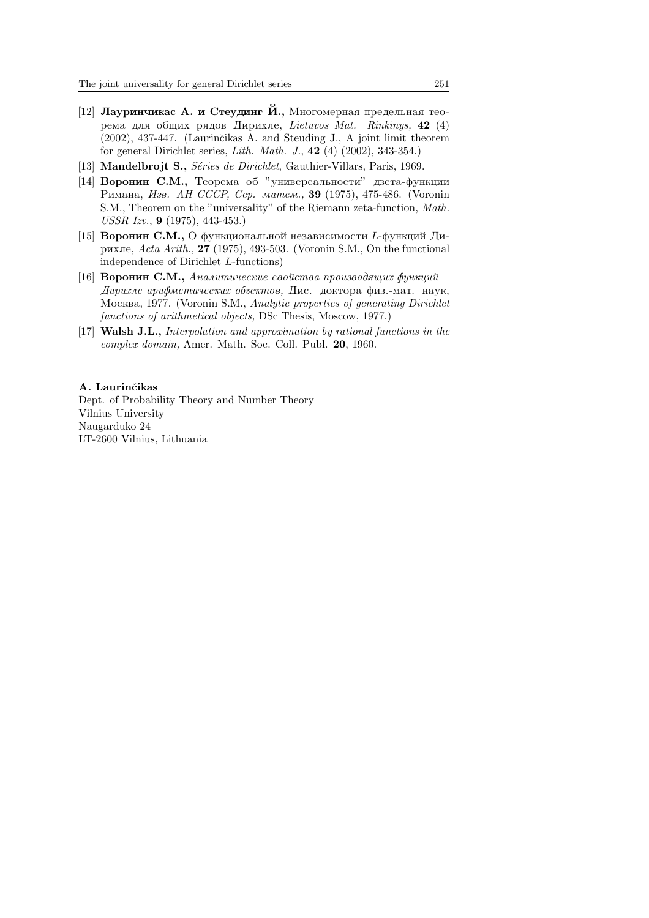[12] **Лауринчикас А. и Стеудинг Й.,** Многомерная предельная теорема для общих рядов Дирихле, *Lietuvos Mat. Rinkinys,* **42** (4) (2002), 437-447. (Laurinčikas A. and Steuding J., A joint limit theorem for general Dirichlet series, *Lith. Math. J.*, **42** (4) (2002), 343-354.)

[13] **Mandelbrojt S.,** *Séries de Dirichlet*, Gauthier-Villars, Paris, 1969.

[14] **Воронин С.М.,** Теорема об "универсальности" дзета-функции Римана, *Изв. АН СССР, Сер. матем.,* **39** (1975), 475-486. (Voronin S.M., Theorem on the "universality" of the Riemann zeta-function, *Math. USSR Izv.*, **9** (1975), 443-453.)

[15] **Воронин С.М.,** О функциональной независимости $L$-функций Дирихле, *Acta Arith.,* **27** (1975), 493-503. (Voronin S.M., On the functional independence of Dirichlet $L$-functions)

[16] **Воронин С.М.,** *Аналитические свойства производящих функций Дирихле арифметических объектов,* Дис. доктора физ.-мат. наук, Москва, 1977. (Voronin S.M., *Analytic properties of generating Dirichlet functions of arithmetical objects,* DSc Thesis, Moscow, 1977.)

[17] **Walsh J.L.,** *Interpolation and approximation by rational functions in the complex domain,* Amer. Math. Soc. Coll. Publ. **20**, 1960.

**A. Laurinčikas**
Dept. of Probability Theory and Number Theory
Vilnius University
Naugarduko 24
LT-2600 Vilnius, Lithuania